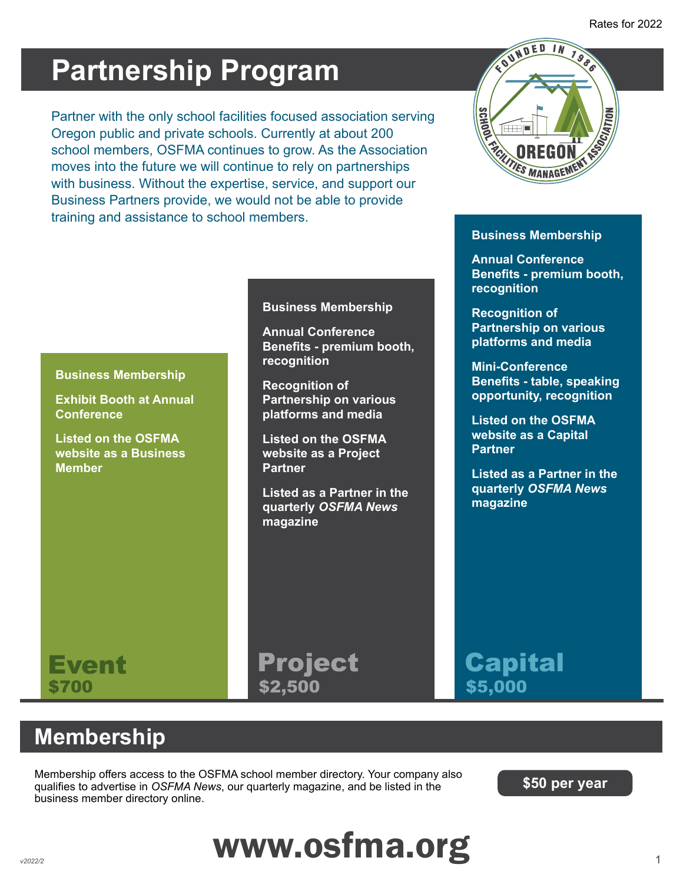Rates for 2022

# Partnership Program

Partner with the only school facilities focused association serving Oregon public and private schools. Currently at about 200 school members, OSFMA continues to grow. As the Association moves into the future we will continue to rely on partnerships with business. Without the expertise, service, and support our Business Partners provide, we would not be able to provide training and assistance to school members.

## Event — $700

- Business Membership
- Exhibit Booth at Annual Conference
- Listed on the OSFMA website as a Business Member

## Project — $2,500

- Business Membership
- Annual Conference Benefits - premium booth, recognition
- Recognition of Partnership on various platforms and media
- Listed on the OSFMA website as a Project Partner
- Listed as a Partner in the quarterly *OSFMA News* magazine

## Capital — $5,000

- Business Membership
- Annual Conference Benefits - premium booth, recognition
- Recognition of Partnership on various platforms and media
- Mini-Conference Benefits - table, speaking opportunity, recognition
- Listed on the OSFMA website as a Capital Partner
- Listed as a Partner in the quarterly *OSFMA News* magazine

# Membership

Membership offers access to the OSFMA school member directory. Your company also qualifies to advertise in *OSFMA News*, our quarterly magazine, and be listed in the business member directory online.

**$50 per year**

**www.osfma.org**

v2022/2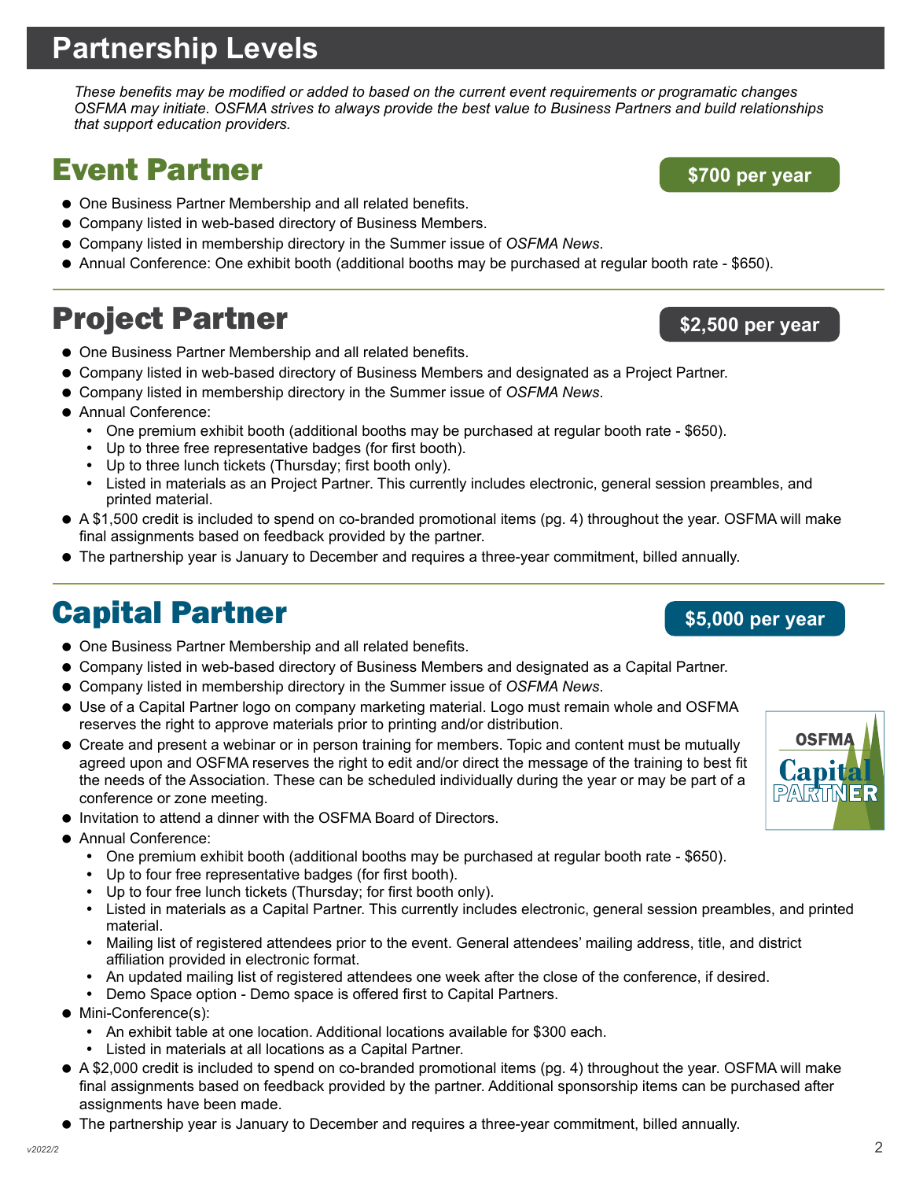# Partnership Levels

*These benefits may be modified or added to based on the current event requirements or programatic changes OSFMA may initiate. OSFMA strives to always provide the best value to Business Partners and build relationships that support education providers.*

## Event Partner

**$700 per year**

- One Business Partner Membership and all related benefits.
- Company listed in web-based directory of Business Members.
- Company listed in membership directory in the Summer issue of *OSFMA News*.
- Annual Conference: One exhibit booth (additional booths may be purchased at regular booth rate - $650).

## Project Partner

**$2,500 per year**

- One Business Partner Membership and all related benefits.
- Company listed in web-based directory of Business Members and designated as a Project Partner.
- Company listed in membership directory in the Summer issue of *OSFMA News*.
- Annual Conference:
  - One premium exhibit booth (additional booths may be purchased at regular booth rate - $650).
  - Up to three free representative badges (for first booth).
  - Up to three lunch tickets (Thursday; first booth only).
  - Listed in materials as an Project Partner. This currently includes electronic, general session preambles, and printed material.
- A $1,500 credit is included to spend on co-branded promotional items (pg. 4) throughout the year. OSFMA will make final assignments based on feedback provided by the partner.
- The partnership year is January to December and requires a three-year commitment, billed annually.

## Capital Partner

**$5,000 per year**

- One Business Partner Membership and all related benefits.
- Company listed in web-based directory of Business Members and designated as a Capital Partner.
- Company listed in membership directory in the Summer issue of *OSFMA News*.
- Use of a Capital Partner logo on company marketing material. Logo must remain whole and OSFMA reserves the right to approve materials prior to printing and/or distribution.
- Create and present a webinar or in person training for members. Topic and content must be mutually agreed upon and OSFMA reserves the right to edit and/or direct the message of the training to best fit the needs of the Association. These can be scheduled individually during the year or may be part of a conference or zone meeting.
- Invitation to attend a dinner with the OSFMA Board of Directors.
- Annual Conference:
  - One premium exhibit booth (additional booths may be purchased at regular booth rate - $650).
  - Up to four free representative badges (for first booth).
  - Up to four free lunch tickets (Thursday; for first booth only).
  - Listed in materials as a Capital Partner. This currently includes electronic, general session preambles, and printed material.
  - Mailing list of registered attendees prior to the event. General attendees' mailing address, title, and district affiliation provided in electronic format.
  - An updated mailing list of registered attendees one week after the close of the conference, if desired.
  - Demo Space option - Demo space is offered first to Capital Partners.
- Mini-Conference(s):
  - An exhibit table at one location. Additional locations available for $300 each.
  - Listed in materials at all locations as a Capital Partner.
- A $2,000 credit is included to spend on co-branded promotional items (pg. 4) throughout the year. OSFMA will make final assignments based on feedback provided by the partner. Additional sponsorship items can be purchased after assignments have been made.
- The partnership year is January to December and requires a three-year commitment, billed annually.

v2022/2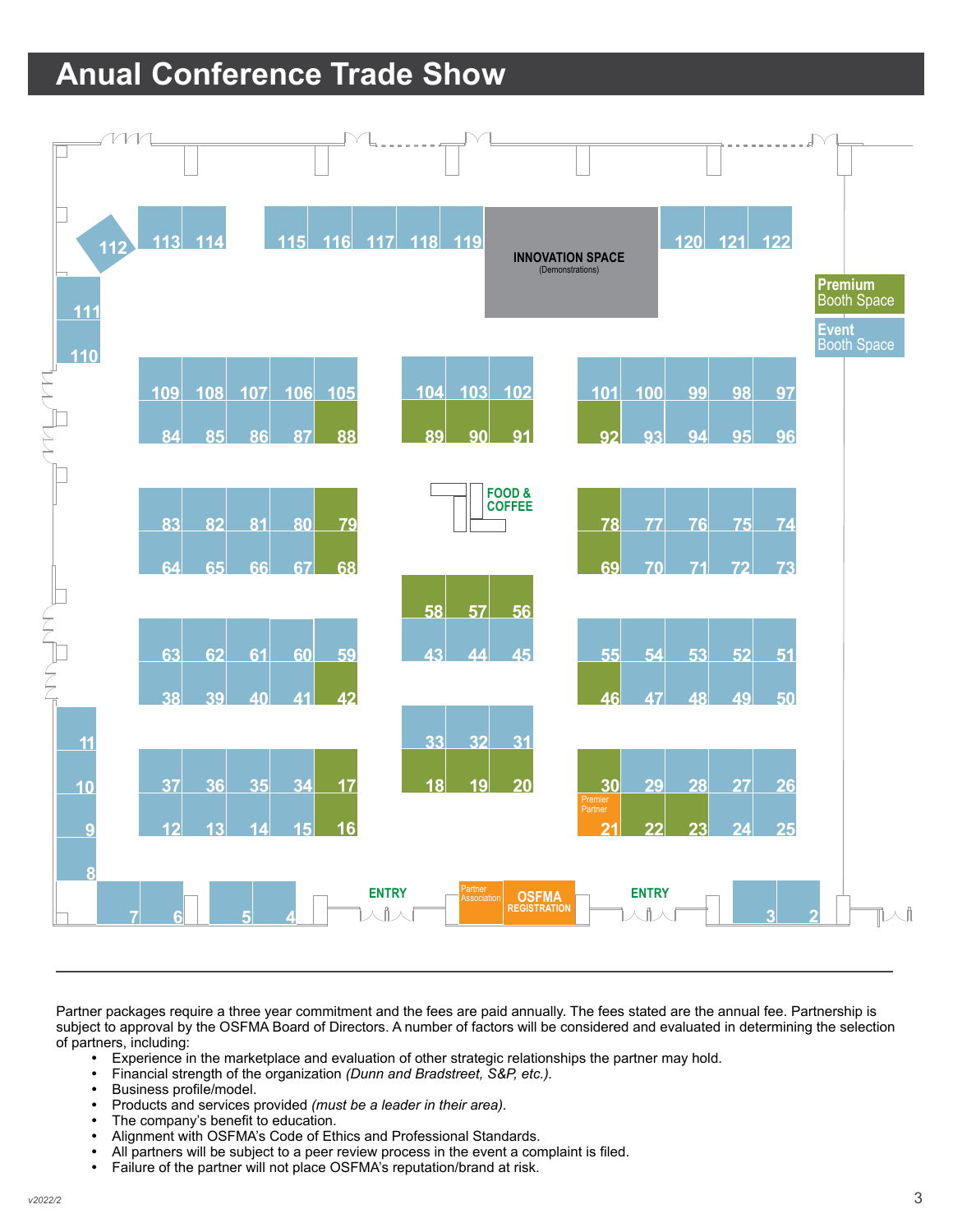# Anual Conference Trade Show

INNOVATION SPACE
(Demonstrations)

Premium Booth Space

Event Booth Space

FOOD & COFFEE

Premier Partner

Partner Association

OSFMA REGISTRATION

ENTRY

ENTRY

---

Partner packages require a three year commitment and the fees are paid annually. The fees stated are the annual fee. Partnership is subject to approval by the OSFMA Board of Directors. A number of factors will be considered and evaluated in determining the selection of partners, including:

- Experience in the marketplace and evaluation of other strategic relationships the partner may hold.
- Financial strength of the organization *(Dunn and Bradstreet, S&P, etc.)*.
- Business profile/model.
- Products and services provided *(must be a leader in their area)*.
- The company's benefit to education.
- Alignment with OSFMA's Code of Ethics and Professional Standards.
- All partners will be subject to a peer review process in the event a complaint is filed.
- Failure of the partner will not place OSFMA's reputation/brand at risk.

v2022/2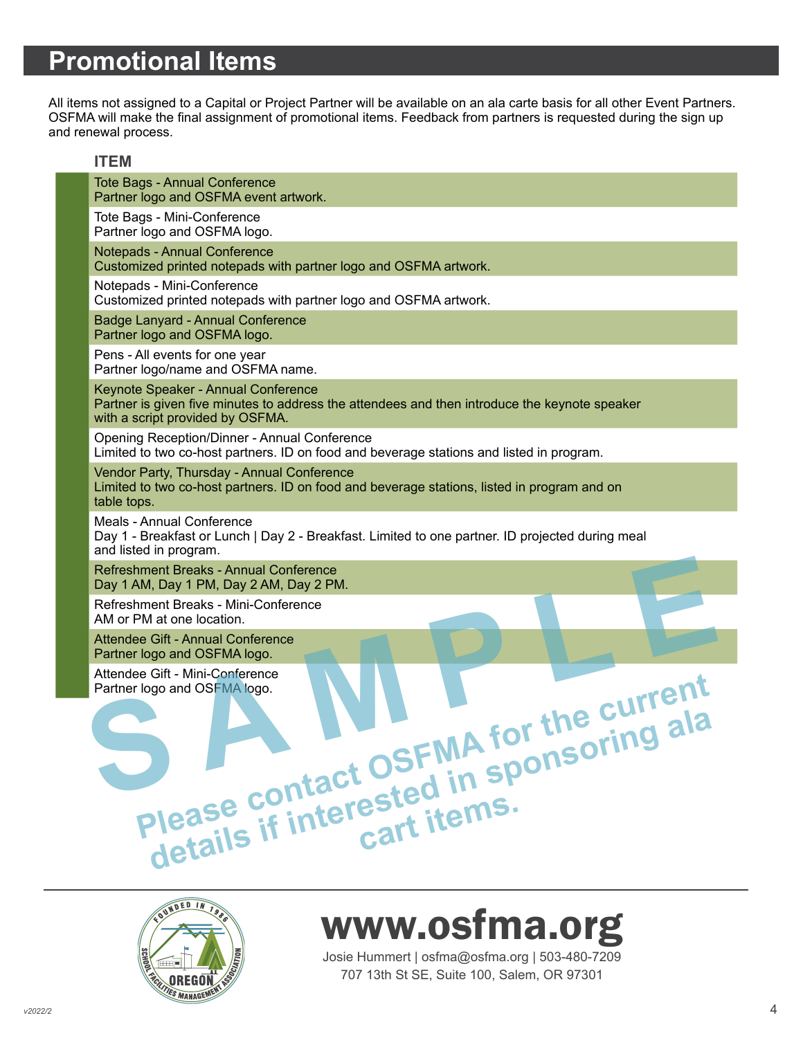# Promotional Items

All items not assigned to a Capital or Project Partner will be available on an ala carte basis for all other Event Partners. OSFMA will make the final assignment of promotional items. Feedback from partners is requested during the sign up and renewal process.

| ITEM |
| --- |
| Tote Bags - Annual Conference<br>Partner logo and OSFMA event artwork. |
| Tote Bags - Mini-Conference<br>Partner logo and OSFMA logo. |
| Notepads - Annual Conference<br>Customized printed notepads with partner logo and OSFMA artwork. |
| Notepads - Mini-Conference<br>Customized printed notepads with partner logo and OSFMA artwork. |
| Badge Lanyard - Annual Conference<br>Partner logo and OSFMA logo. |
| Pens - All events for one year<br>Partner logo/name and OSFMA name. |
| Keynote Speaker - Annual Conference<br>Partner is given five minutes to address the attendees and then introduce the keynote speaker with a script provided by OSFMA. |
| Opening Reception/Dinner - Annual Conference<br>Limited to two co-host partners. ID on food and beverage stations and listed in program. |
| Vendor Party, Thursday - Annual Conference<br>Limited to two co-host partners. ID on food and beverage stations, listed in program and on table tops. |
| Meals - Annual Conference<br>Day 1 - Breakfast or Lunch \| Day 2 - Breakfast. Limited to one partner. ID projected during meal and listed in program. |
| Refreshment Breaks - Annual Conference<br>Day 1 AM, Day 1 PM, Day 2 AM, Day 2 PM. |
| Refreshment Breaks - Mini-Conference<br>AM or PM at one location. |
| Attendee Gift - Annual Conference<br>Partner logo and OSFMA logo. |
| Attendee Gift - Mini-Conference<br>Partner logo and OSFMA logo. |

SAMPLE

Please contact OSFMA for the current details if interested in sponsoring ala cart items.

**www.osfma.org**

Josie Hummert | osfma@osfma.org | 503-480-7209
707 13th St SE, Suite 100, Salem, OR 97301

v2022/2